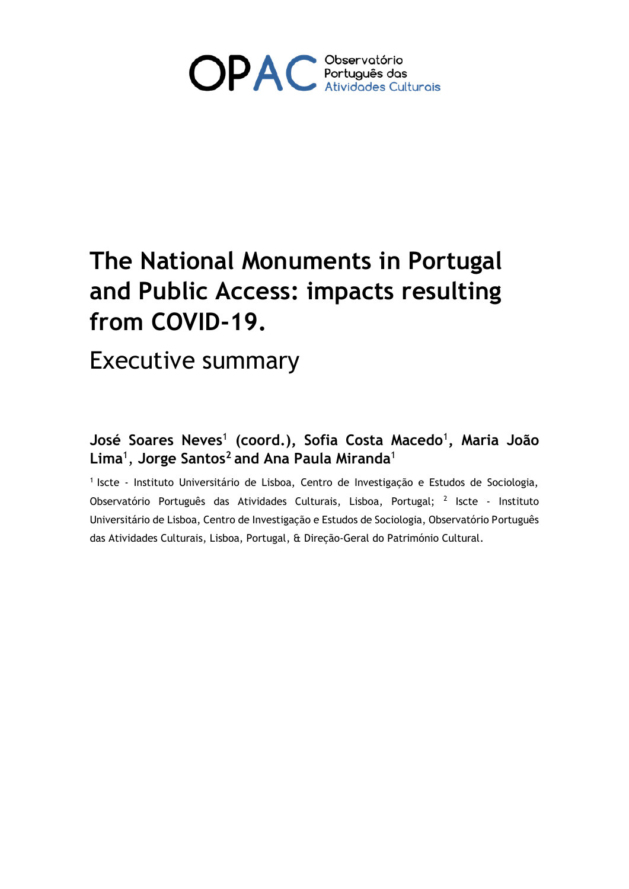OPAC Observatório Português das Atividades Culturais

# The National Monuments in Portugal and Public Access: impacts resulting from COVID-19.

## Executive summary

**José Soares Neves[1] (coord.), Sofia Costa Macedo[1], Maria João Lima[1], Jorge Santos[2] and Ana Paula Miranda[1]**

[1] Iscte - Instituto Universitário de Lisboa, Centro de Investigação e Estudos de Sociologia, Observatório Português das Atividades Culturais, Lisboa, Portugal; [2] Iscte - Instituto Universitário de Lisboa, Centro de Investigação e Estudos de Sociologia, Observatório Português das Atividades Culturais, Lisboa, Portugal, & Direção-Geral do Património Cultural.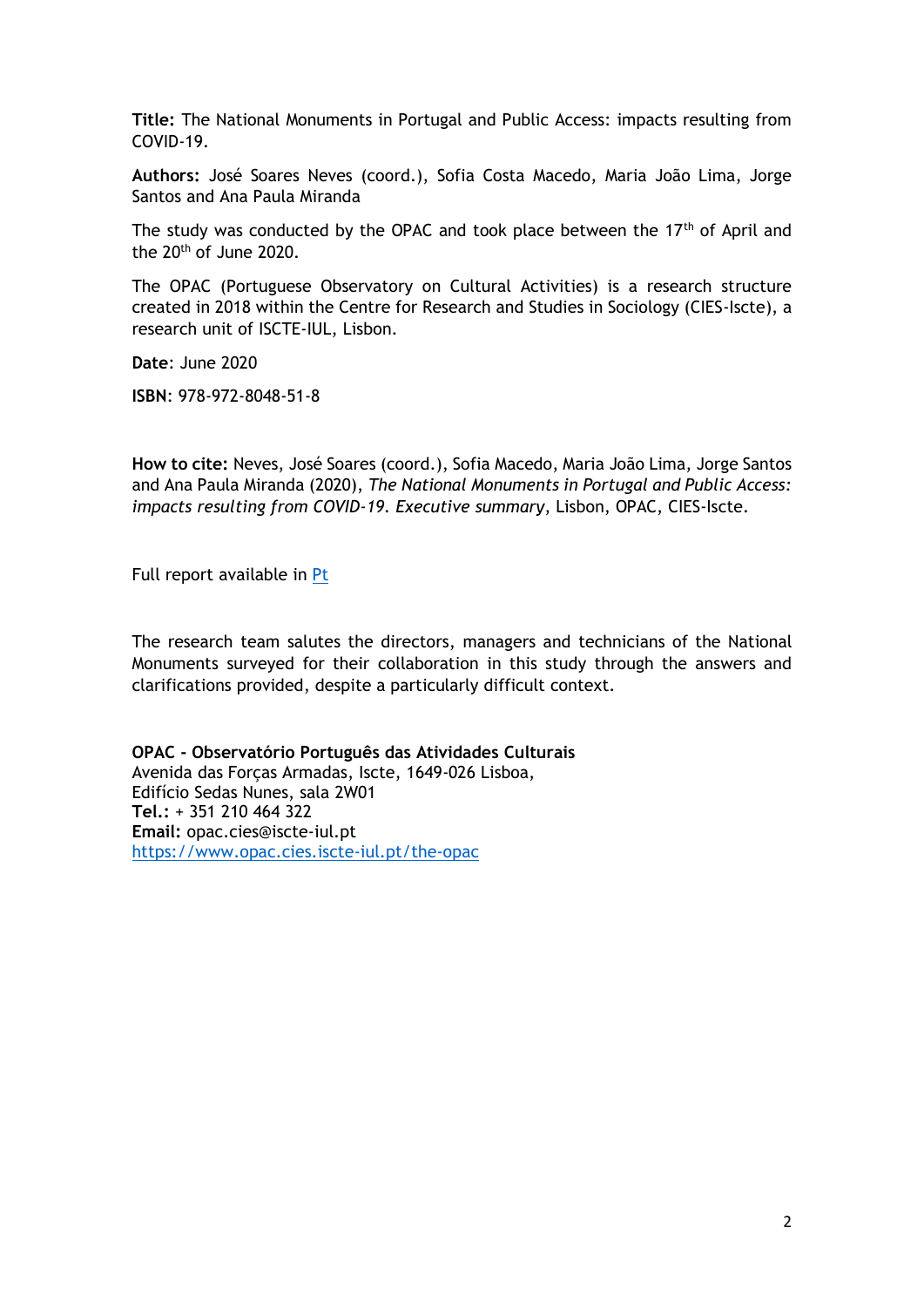**Title:** The National Monuments in Portugal and Public Access: impacts resulting from COVID-19.

**Authors:** José Soares Neves (coord.), Sofia Costa Macedo, Maria João Lima, Jorge Santos and Ana Paula Miranda

The study was conducted by the OPAC and took place between the 17th of April and the 20th of June 2020.

The OPAC (Portuguese Observatory on Cultural Activities) is a research structure created in 2018 within the Centre for Research and Studies in Sociology (CIES-Iscte), a research unit of ISCTE-IUL, Lisbon.

**Date**: June 2020

**ISBN**: 978-972-8048-51-8

**How to cite:** Neves, José Soares (coord.), Sofia Macedo, Maria João Lima, Jorge Santos and Ana Paula Miranda (2020), *The National Monuments in Portugal and Public Access: impacts resulting from COVID-19. Executive summary*, Lisbon, OPAC, CIES-Iscte.

Full report available in Pt

The research team salutes the directors, managers and technicians of the National Monuments surveyed for their collaboration in this study through the answers and clarifications provided, despite a particularly difficult context.

**OPAC - Observatório Português das Atividades Culturais**
Avenida das Forças Armadas, Iscte, 1649-026 Lisboa,
Edifício Sedas Nunes, sala 2W01
**Tel.:** + 351 210 464 322
**Email:** opac.cies@iscte-iul.pt
https://www.opac.cies.iscte-iul.pt/the-opac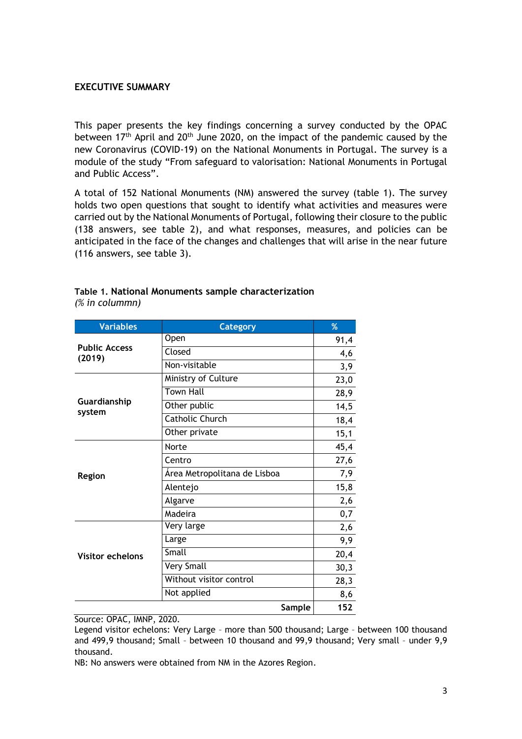## EXECUTIVE SUMMARY

This paper presents the key findings concerning a survey conducted by the OPAC between 17th April and 20th June 2020, on the impact of the pandemic caused by the new Coronavirus (COVID-19) on the National Monuments in Portugal. The survey is a module of the study "From safeguard to valorisation: National Monuments in Portugal and Public Access".

A total of 152 National Monuments (NM) answered the survey (table 1). The survey holds two open questions that sought to identify what activities and measures were carried out by the National Monuments of Portugal, following their closure to the public (138 answers, see table 2), and what responses, measures, and policies can be anticipated in the face of the changes and challenges that will arise in the near future (116 answers, see table 3).

**Table 1. National Monuments sample characterization**
*(% in colummn)*

| Variables | Category | % |
|---|---|---|
| **Public Access (2019)** | Open | 91,4 |
| | Closed | 4,6 |
| | Non-visitable | 3,9 |
| **Guardianship system** | Ministry of Culture | 23,0 |
| | Town Hall | 28,9 |
| | Other public | 14,5 |
| | Catholic Church | 18,4 |
| | Other private | 15,1 |
| **Region** | Norte | 45,4 |
| | Centro | 27,6 |
| | Área Metropolitana de Lisboa | 7,9 |
| | Alentejo | 15,8 |
| | Algarve | 2,6 |
| | Madeira | 0,7 |
| **Visitor echelons** | Very large | 2,6 |
| | Large | 9,9 |
| | Small | 20,4 |
| | Very Small | 30,3 |
| | Without visitor control | 28,3 |
| | Not applied | 8,6 |
| | **Sample** | **152** |

Source: OPAC, IMNP, 2020.
Legend visitor echelons: Very Large – more than 500 thousand; Large – between 100 thousand and 499,9 thousand; Small – between 10 thousand and 99,9 thousand; Very small – under 9,9 thousand.
NB: No answers were obtained from NM in the Azores Region.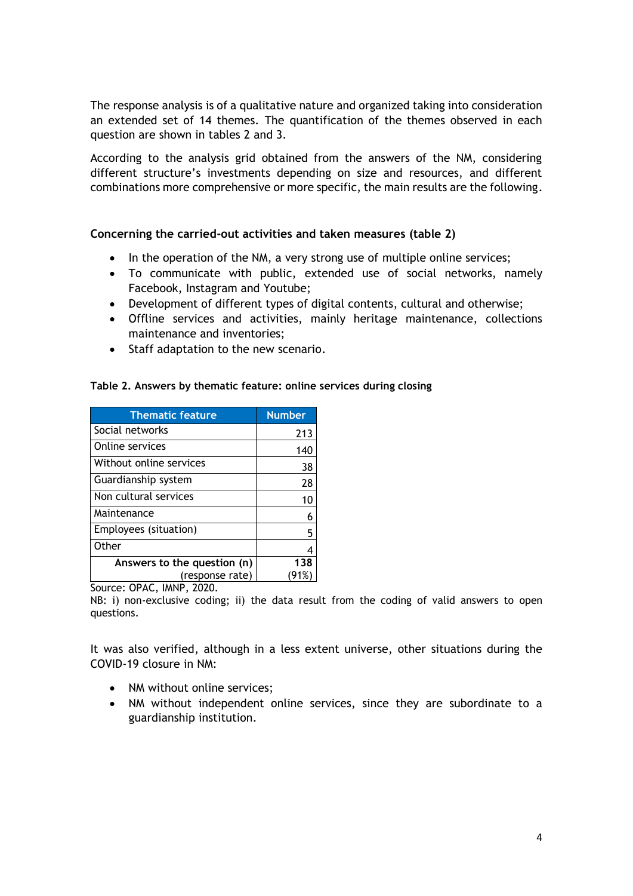The response analysis is of a qualitative nature and organized taking into consideration an extended set of 14 themes. The quantification of the themes observed in each question are shown in tables 2 and 3.

According to the analysis grid obtained from the answers of the NM, considering different structure's investments depending on size and resources, and different combinations more comprehensive or more specific, the main results are the following.

**Concerning the carried-out activities and taken measures (table 2)**

- In the operation of the NM, a very strong use of multiple online services;
- To communicate with public, extended use of social networks, namely Facebook, Instagram and Youtube;
- Development of different types of digital contents, cultural and otherwise;
- Offline services and activities, mainly heritage maintenance, collections maintenance and inventories;
- Staff adaptation to the new scenario.

**Table 2. Answers by thematic feature: online services during closing**

| Thematic feature | Number |
| --- | --- |
| Social networks | 213 |
| Online services | 140 |
| Without online services | 38 |
| Guardianship system | 28 |
| Non cultural services | 10 |
| Maintenance | 6 |
| Employees (situation) | 5 |
| Other | 4 |
| **Answers to the question (n)** (response rate) | **138** (91%) |

Source: OPAC, IMNP, 2020.
NB: i) non-exclusive coding; ii) the data result from the coding of valid answers to open questions.

It was also verified, although in a less extent universe, other situations during the COVID-19 closure in NM:

- NM without online services;
- NM without independent online services, since they are subordinate to a guardianship institution.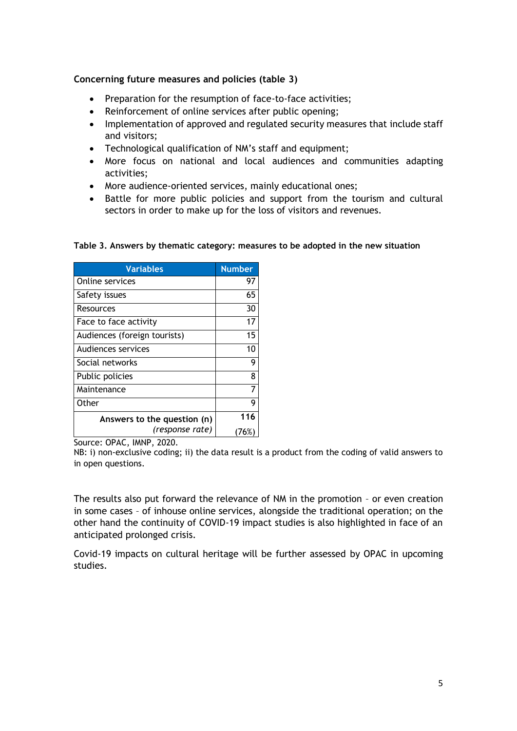**Concerning future measures and policies (table 3)**

- Preparation for the resumption of face-to-face activities;
- Reinforcement of online services after public opening;
- Implementation of approved and regulated security measures that include staff and visitors;
- Technological qualification of NM's staff and equipment;
- More focus on national and local audiences and communities adapting activities;
- More audience-oriented services, mainly educational ones;
- Battle for more public policies and support from the tourism and cultural sectors in order to make up for the loss of visitors and revenues.

**Table 3. Answers by thematic category: measures to be adopted in the new situation**

| Variables | Number |
|---|---|
| Online services | 97 |
| Safety issues | 65 |
| Resources | 30 |
| Face to face activity | 17 |
| Audiences (foreign tourists) | 15 |
| Audiences services | 10 |
| Social networks | 9 |
| Public policies | 8 |
| Maintenance | 7 |
| Other | 9 |
| **Answers to the question (n)** *(response rate)* | **116** (76%) |

Source: OPAC, IMNP, 2020.

NB: i) non-exclusive coding; ii) the data result is a product from the coding of valid answers to in open questions.

The results also put forward the relevance of NM in the promotion – or even creation in some cases – of inhouse online services, alongside the traditional operation; on the other hand the continuity of COVID-19 impact studies is also highlighted in face of an anticipated prolonged crisis.

Covid-19 impacts on cultural heritage will be further assessed by OPAC in upcoming studies.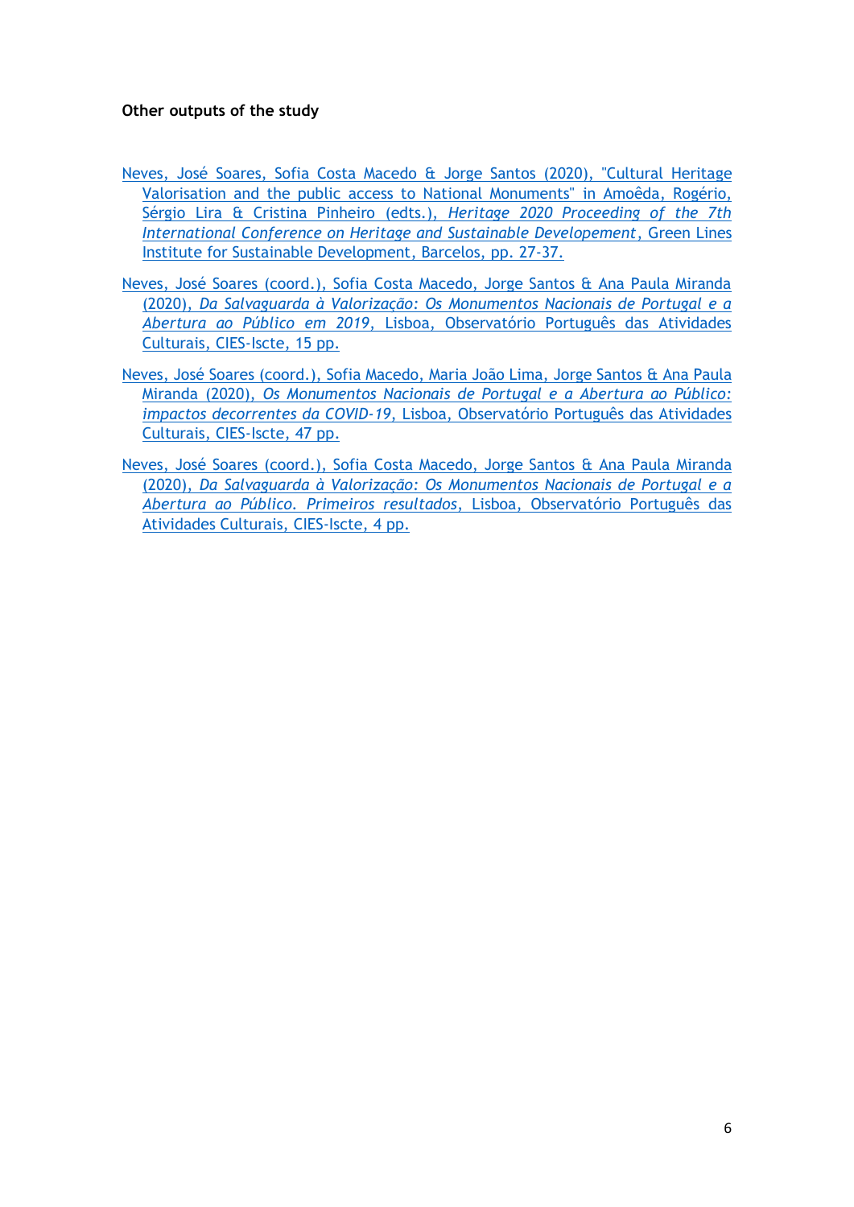**Other outputs of the study**

Neves, José Soares, Sofia Costa Macedo & Jorge Santos (2020), "Cultural Heritage Valorisation and the public access to National Monuments" in Amoêda, Rogério, Sérgio Lira & Cristina Pinheiro (edts.), *Heritage 2020 Proceeding of the 7th International Conference on Heritage and Sustainable Developement*, Green Lines Institute for Sustainable Development, Barcelos, pp. 27-37.

Neves, José Soares (coord.), Sofia Costa Macedo, Jorge Santos & Ana Paula Miranda (2020), *Da Salvaguarda à Valorização: Os Monumentos Nacionais de Portugal e a Abertura ao Público em 2019*, Lisboa, Observatório Português das Atividades Culturais, CIES-Iscte, 15 pp.

Neves, José Soares (coord.), Sofia Macedo, Maria João Lima, Jorge Santos & Ana Paula Miranda (2020), *Os Monumentos Nacionais de Portugal e a Abertura ao Público: impactos decorrentes da COVID-19*, Lisboa, Observatório Português das Atividades Culturais, CIES-Iscte, 47 pp.

Neves, José Soares (coord.), Sofia Costa Macedo, Jorge Santos & Ana Paula Miranda (2020), *Da Salvaguarda à Valorização: Os Monumentos Nacionais de Portugal e a Abertura ao Público. Primeiros resultados*, Lisboa, Observatório Português das Atividades Culturais, CIES-Iscte, 4 pp.